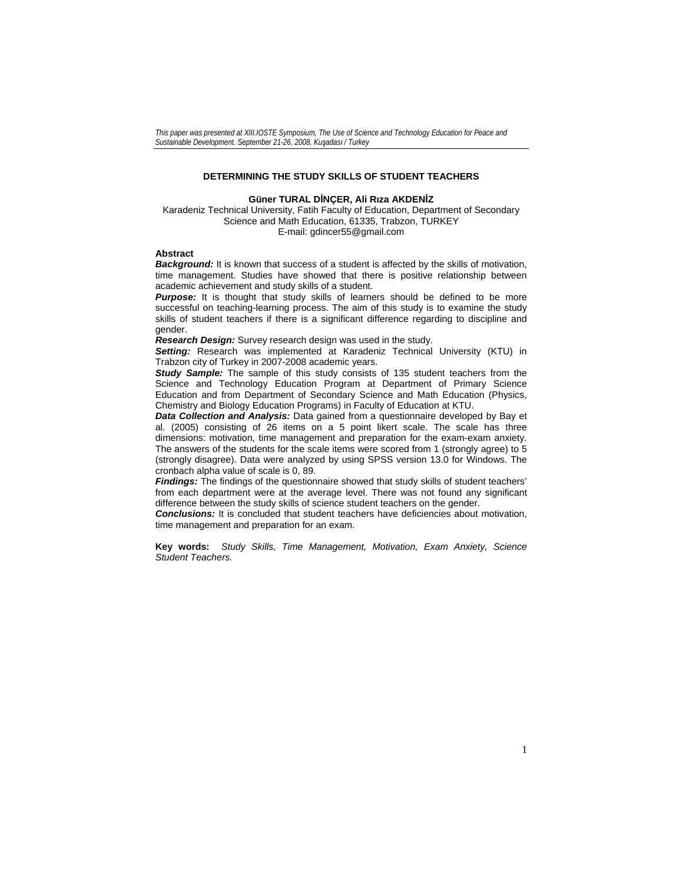*This paper was presented at XIII.IOSTE Symposium, The Use of Science and Technology Education for Peace and Sustainable Development. September 21-26, 2008, Kuşadası / Turkey*

# DETERMINING THE STUDY SKILLS OF STUDENT TEACHERS

**Güner TURAL DİNÇER, Ali Rıza AKDENİZ**

Karadeniz Technical University, Fatih Faculty of Education, Department of Secondary Science and Math Education, 61335, Trabzon, TURKEY
E-mail: gdincer55@gmail.com

## Abstract

***Background:*** It is known that success of a student is affected by the skills of motivation, time management. Studies have showed that there is positive relationship between academic achievement and study skills of a student.

***Purpose:*** It is thought that study skills of learners should be defined to be more successful on teaching-learning process. The aim of this study is to examine the study skills of student teachers if there is a significant difference regarding to discipline and gender.

***Research Design:*** Survey research design was used in the study.

***Setting:*** Research was implemented at Karadeniz Technical University (KTU) in Trabzon city of Turkey in 2007-2008 academic years.

***Study Sample:*** The sample of this study consists of 135 student teachers from the Science and Technology Education Program at Department of Primary Science Education and from Department of Secondary Science and Math Education (Physics, Chemistry and Biology Education Programs) in Faculty of Education at KTU.

***Data Collection and Analysis:*** Data gained from a questionnaire developed by Bay et al. (2005) consisting of 26 items on a 5 point likert scale. The scale has three dimensions: motivation, time management and preparation for the exam-exam anxiety. The answers of the students for the scale items were scored from 1 (strongly agree) to 5 (strongly disagree). Data were analyzed by using SPSS version 13.0 for Windows. The cronbach alpha value of scale is 0, 89.

***Findings:*** The findings of the questionnaire showed that study skills of student teachers' from each department were at the average level. There was not found any significant difference between the study skills of science student teachers on the gender.

***Conclusions:*** It is concluded that student teachers have deficiencies about motivation, time management and preparation for an exam.

**Key words:** *Study Skills, Time Management, Motivation, Exam Anxiety, Science Student Teachers.*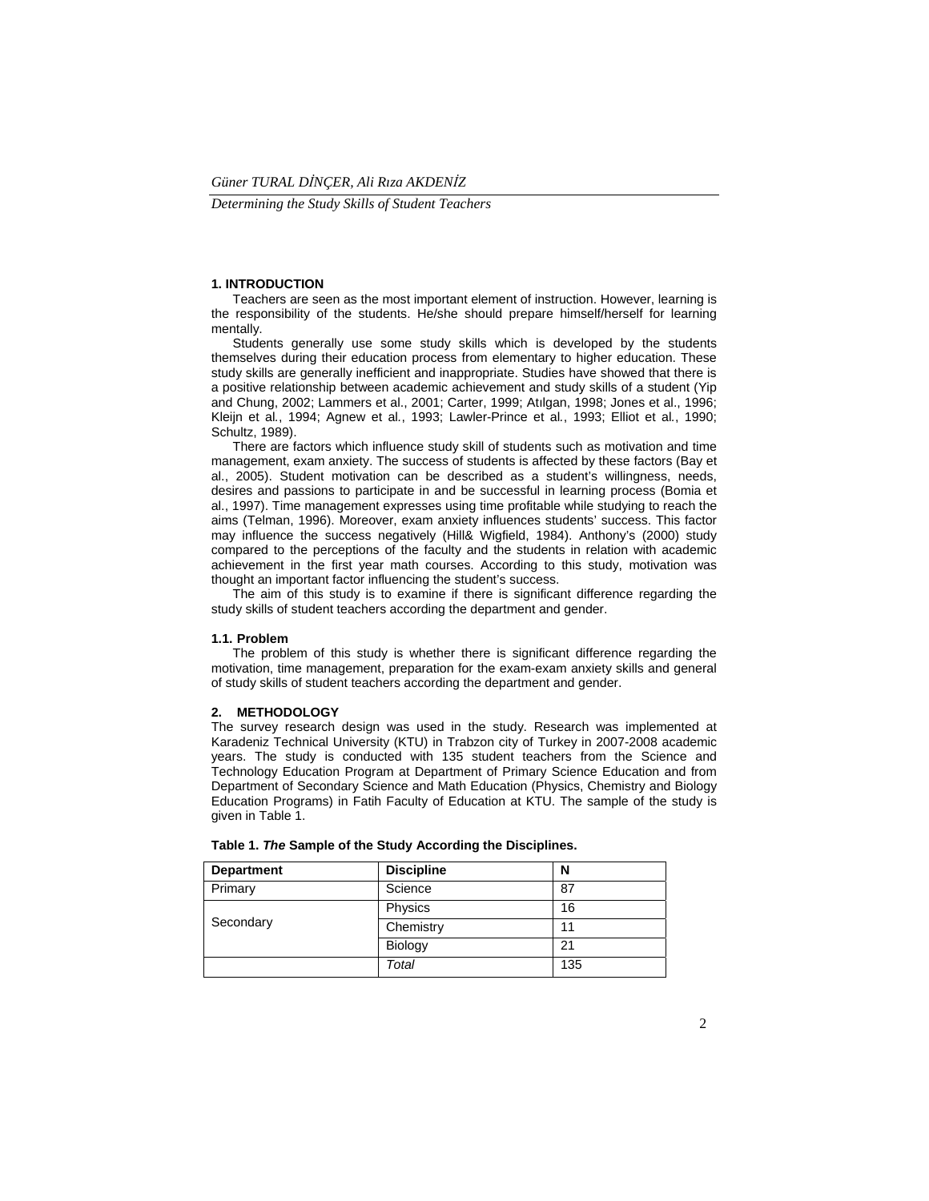## 1. INTRODUCTION

Teachers are seen as the most important element of instruction. However, learning is the responsibility of the students. He/she should prepare himself/herself for learning mentally.

Students generally use some study skills which is developed by the students themselves during their education process from elementary to higher education. These study skills are generally inefficient and inappropriate. Studies have showed that there is a positive relationship between academic achievement and study skills of a student (Yip and Chung, 2002; Lammers et al., 2001; Carter, 1999; Atılgan, 1998; Jones et al., 1996; Kleijn et al., 1994; Agnew et al., 1993; Lawler-Prince et al., 1993; Elliot et al., 1990; Schultz, 1989).

There are factors which influence study skill of students such as motivation and time management, exam anxiety. The success of students is affected by these factors (Bay et al., 2005). Student motivation can be described as a student's willingness, needs, desires and passions to participate in and be successful in learning process (Bomia et al., 1997). Time management expresses using time profitable while studying to reach the aims (Telman, 1996). Moreover, exam anxiety influences students' success. This factor may influence the success negatively (Hill& Wigfield, 1984). Anthony's (2000) study compared to the perceptions of the faculty and the students in relation with academic achievement in the first year math courses. According to this study, motivation was thought an important factor influencing the student's success.

The aim of this study is to examine if there is significant difference regarding the study skills of student teachers according the department and gender.

### 1.1. Problem

The problem of this study is whether there is significant difference regarding the motivation, time management, preparation for the exam-exam anxiety skills and general of study skills of student teachers according the department and gender.

## 2. METHODOLOGY

The survey research design was used in the study. Research was implemented at Karadeniz Technical University (KTU) in Trabzon city of Turkey in 2007-2008 academic years. The study is conducted with 135 student teachers from the Science and Technology Education Program at Department of Primary Science Education and from Department of Secondary Science and Math Education (Physics, Chemistry and Biology Education Programs) in Fatih Faculty of Education at KTU. The sample of the study is given in Table 1.

**Table 1. *The* Sample of the Study According the Disciplines.**

| Department | Discipline | N |
|---|---|---|
| Primary | Science | 87 |
| Secondary | Physics | 16 |
| | Chemistry | 11 |
| | Biology | 21 |
| | *Total* | 135 |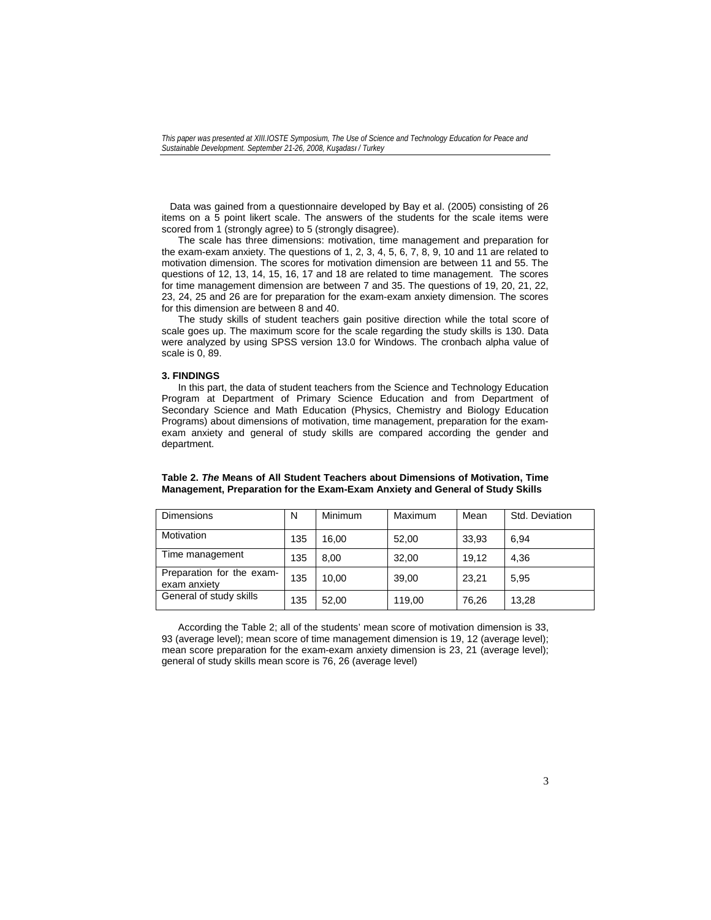Data was gained from a questionnaire developed by Bay et al. (2005) consisting of 26 items on a 5 point likert scale. The answers of the students for the scale items were scored from 1 (strongly agree) to 5 (strongly disagree).

The scale has three dimensions: motivation, time management and preparation for the exam-exam anxiety. The questions of 1, 2, 3, 4, 5, 6, 7, 8, 9, 10 and 11 are related to motivation dimension. The scores for motivation dimension are between 11 and 55. The questions of 12, 13, 14, 15, 16, 17 and 18 are related to time management. The scores for time management dimension are between 7 and 35. The questions of 19, 20, 21, 22, 23, 24, 25 and 26 are for preparation for the exam-exam anxiety dimension. The scores for this dimension are between 8 and 40.

The study skills of student teachers gain positive direction while the total score of scale goes up. The maximum score for the scale regarding the study skills is 130. Data were analyzed by using SPSS version 13.0 for Windows. The cronbach alpha value of scale is 0, 89.

### 3. FINDINGS

In this part, the data of student teachers from the Science and Technology Education Program at Department of Primary Science Education and from Department of Secondary Science and Math Education (Physics, Chemistry and Biology Education Programs) about dimensions of motivation, time management, preparation for the exam-exam anxiety and general of study skills are compared according the gender and department.

**Table 2. *The* Means of All Student Teachers about Dimensions of Motivation, Time Management, Preparation for the Exam-Exam Anxiety and General of Study Skills**

| Dimensions | N | Minimum | Maximum | Mean | Std. Deviation |
|---|---|---|---|---|---|
| Motivation | 135 | 16,00 | 52,00 | 33,93 | 6,94 |
| Time management | 135 | 8,00 | 32,00 | 19,12 | 4,36 |
| Preparation for the exam-exam anxiety | 135 | 10,00 | 39,00 | 23,21 | 5,95 |
| General of study skills | 135 | 52,00 | 119,00 | 76,26 | 13,28 |

According the Table 2; all of the students' mean score of motivation dimension is 33, 93 (average level); mean score of time management dimension is 19, 12 (average level); mean score preparation for the exam-exam anxiety dimension is 23, 21 (average level); general of study skills mean score is 76, 26 (average level)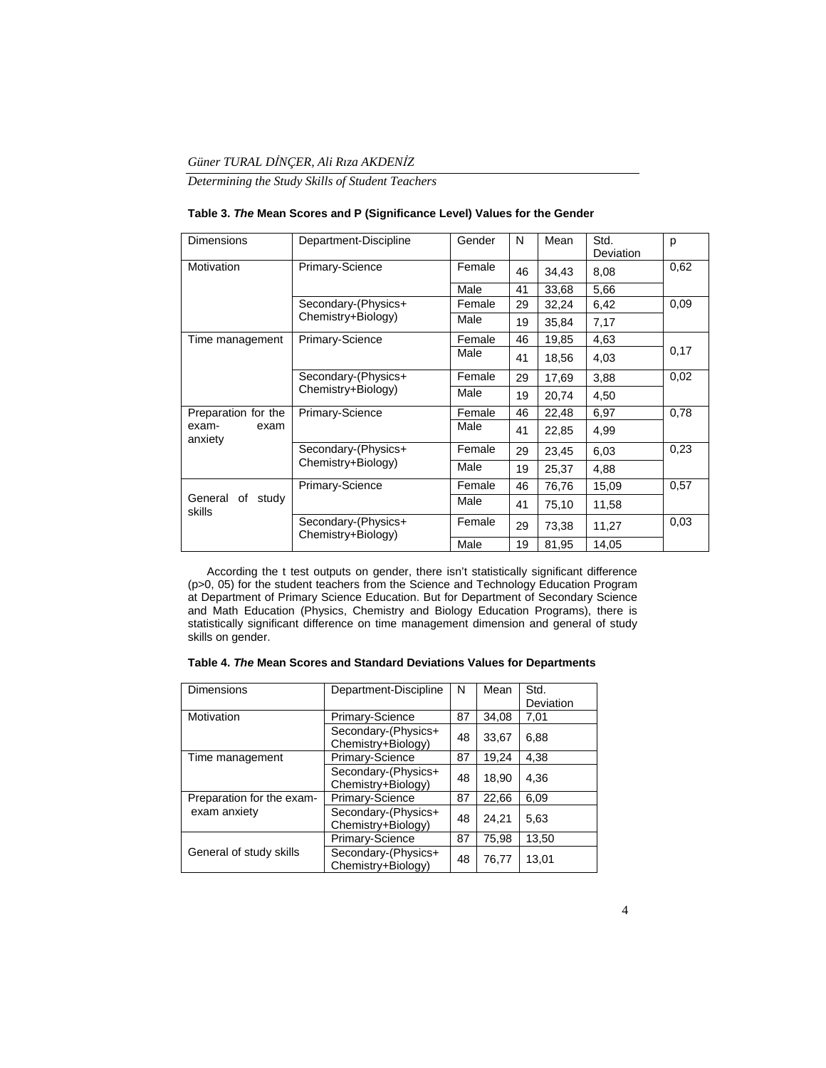**Table 3. *The* Mean Scores and P (Significance Level) Values for the Gender**

| Dimensions | Department-Discipline | Gender | N | Mean | Std. Deviation | p |
|---|---|---|---|---|---|---|
| Motivation | Primary-Science | Female | 46 | 34,43 | 8,08 | 0,62 |
| | | Male | 41 | 33,68 | 5,66 | |
| | Secondary-(Physics+ Chemistry+Biology) | Female | 29 | 32,24 | 6,42 | 0,09 |
| | | Male | 19 | 35,84 | 7,17 | |
| Time management | Primary-Science | Female | 46 | 19,85 | 4,63 | 0,17 |
| | | Male | 41 | 18,56 | 4,03 | |
| | Secondary-(Physics+ Chemistry+Biology) | Female | 29 | 17,69 | 3,88 | 0,02 |
| | | Male | 19 | 20,74 | 4,50 | |
| Preparation for the exam- exam anxiety | Primary-Science | Female | 46 | 22,48 | 6,97 | 0,78 |
| | | Male | 41 | 22,85 | 4,99 | |
| | Secondary-(Physics+ Chemistry+Biology) | Female | 29 | 23,45 | 6,03 | 0,23 |
| | | Male | 19 | 25,37 | 4,88 | |
| General of study skills | Primary-Science | Female | 46 | 76,76 | 15,09 | 0,57 |
| | | Male | 41 | 75,10 | 11,58 | |
| | Secondary-(Physics+ Chemistry+Biology) | Female | 29 | 73,38 | 11,27 | 0,03 |
| | | Male | 19 | 81,95 | 14,05 | |

According the t test outputs on gender, there isn't statistically significant difference (p>0, 05) for the student teachers from the Science and Technology Education Program at Department of Primary Science Education. But for Department of Secondary Science and Math Education (Physics, Chemistry and Biology Education Programs), there is statistically significant difference on time management dimension and general of study skills on gender.

**Table 4. *The* Mean Scores and Standard Deviations Values for Departments**

| Dimensions | Department-Discipline | N | Mean | Std. Deviation |
|---|---|---|---|---|
| Motivation | Primary-Science | 87 | 34,08 | 7,01 |
| | Secondary-(Physics+ Chemistry+Biology) | 48 | 33,67 | 6,88 |
| Time management | Primary-Science | 87 | 19,24 | 4,38 |
| | Secondary-(Physics+ Chemistry+Biology) | 48 | 18,90 | 4,36 |
| Preparation for the exam- exam anxiety | Primary-Science | 87 | 22,66 | 6,09 |
| | Secondary-(Physics+ Chemistry+Biology) | 48 | 24,21 | 5,63 |
| General of study skills | Primary-Science | 87 | 75,98 | 13,50 |
| | Secondary-(Physics+ Chemistry+Biology) | 48 | 76,77 | 13,01 |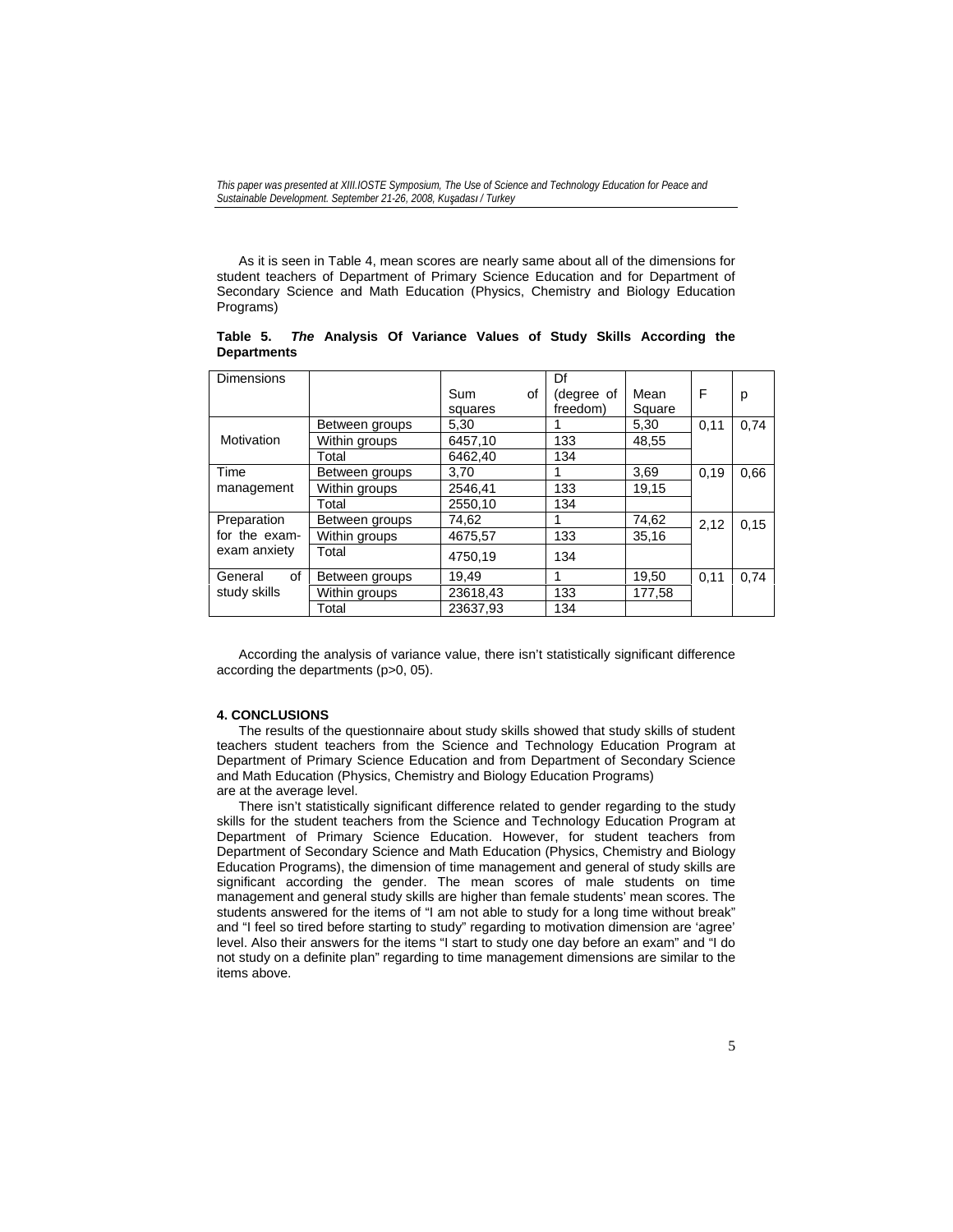As it is seen in Table 4, mean scores are nearly same about all of the dimensions for student teachers of Department of Primary Science Education and for Department of Secondary Science and Math Education (Physics, Chemistry and Biology Education Programs)

**Table 5.** ***The* Analysis Of Variance Values of Study Skills According the Departments**

| Dimensions | | Sum of squares | Df (degree of freedom) | Mean Square | F | p |
|---|---|---|---|---|---|---|
| Motivation | Between groups | 5,30 | 1 | 5,30 | 0,11 | 0,74 |
| | Within groups | 6457,10 | 133 | 48,55 | | |
| | Total | 6462,40 | 134 | | | |
| Time management | Between groups | 3,70 | 1 | 3,69 | 0,19 | 0,66 |
| | Within groups | 2546,41 | 133 | 19,15 | | |
| | Total | 2550,10 | 134 | | | |
| Preparation for the exam-exam anxiety | Between groups | 74,62 | 1 | 74,62 | 2,12 | 0,15 |
| | Within groups | 4675,57 | 133 | 35,16 | | |
| | Total | 4750,19 | 134 | | | |
| General of study skills | Between groups | 19,49 | 1 | 19,50 | 0,11 | 0,74 |
| | Within groups | 23618,43 | 133 | 177,58 | | |
| | Total | 23637,93 | 134 | | | |

According the analysis of variance value, there isn't statistically significant difference according the departments (p>0, 05).

## 4. CONCLUSIONS

The results of the questionnaire about study skills showed that study skills of student teachers student teachers from the Science and Technology Education Program at Department of Primary Science Education and from Department of Secondary Science and Math Education (Physics, Chemistry and Biology Education Programs) are at the average level.

There isn't statistically significant difference related to gender regarding to the study skills for the student teachers from the Science and Technology Education Program at Department of Primary Science Education. However, for student teachers from Department of Secondary Science and Math Education (Physics, Chemistry and Biology Education Programs), the dimension of time management and general of study skills are significant according the gender. The mean scores of male students on time management and general study skills are higher than female students' mean scores. The students answered for the items of "I am not able to study for a long time without break" and "I feel so tired before starting to study" regarding to motivation dimension are 'agree' level. Also their answers for the items "I start to study one day before an exam" and "I do not study on a definite plan" regarding to time management dimensions are similar to the items above.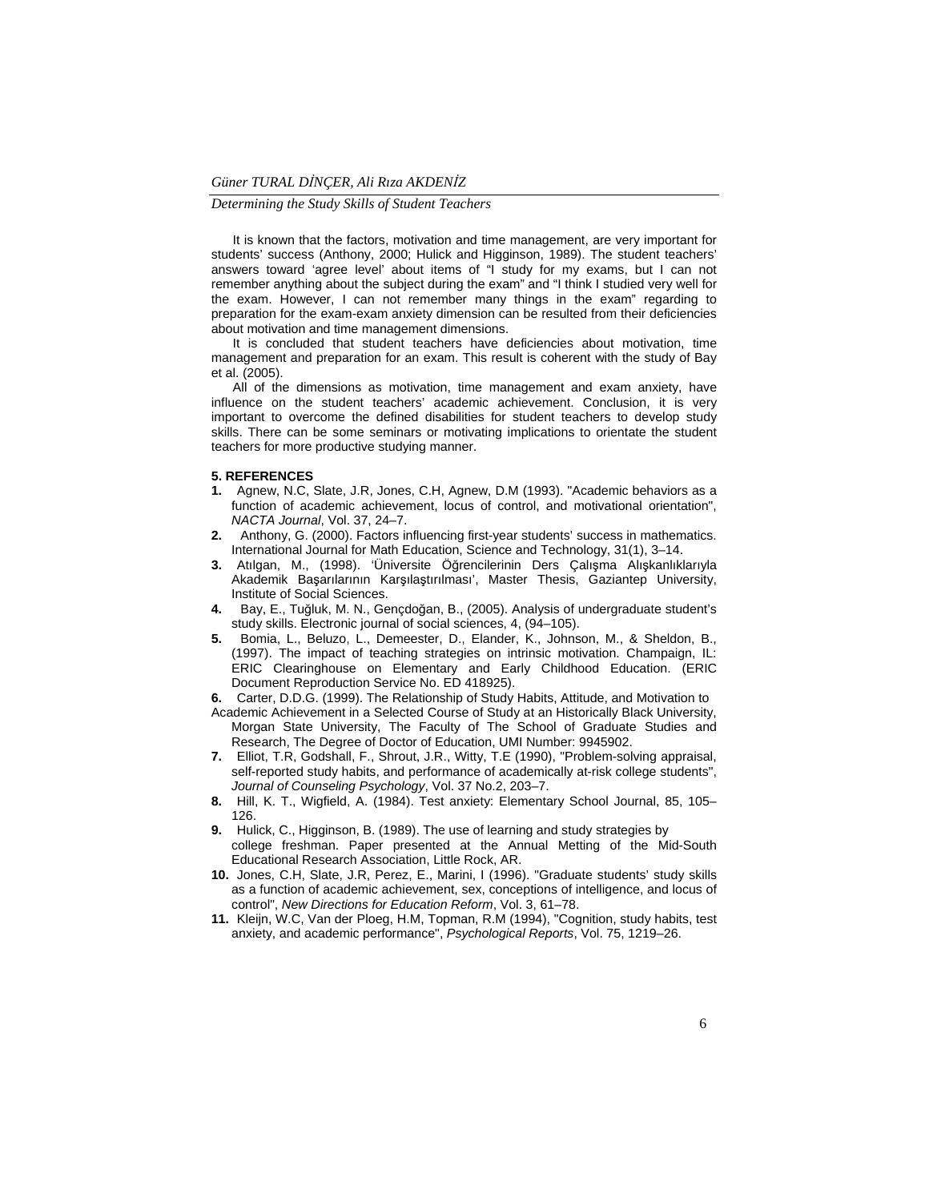It is known that the factors, motivation and time management, are very important for students' success (Anthony, 2000; Hulick and Higginson, 1989). The student teachers' answers toward 'agree level' about items of "I study for my exams, but I can not remember anything about the subject during the exam" and "I think I studied very well for the exam. However, I can not remember many things in the exam" regarding to preparation for the exam-exam anxiety dimension can be resulted from their deficiencies about motivation and time management dimensions.

It is concluded that student teachers have deficiencies about motivation, time management and preparation for an exam. This result is coherent with the study of Bay et al. (2005).

All of the dimensions as motivation, time management and exam anxiety, have influence on the student teachers' academic achievement. Conclusion, it is very important to overcome the defined disabilities for student teachers to develop study skills. There can be some seminars or motivating implications to orientate the student teachers for more productive studying manner.

## 5. REFERENCES

1. Agnew, N.C, Slate, J.R, Jones, C.H, Agnew, D.M (1993). "Academic behaviors as a function of academic achievement, locus of control, and motivational orientation", *NACTA Journal*, Vol. 37, 24–7.
2. Anthony, G. (2000). Factors influencing first-year students' success in mathematics. International Journal for Math Education, Science and Technology, 31(1), 3–14.
3. Atılgan, M., (1998). 'Üniversite Öğrencilerinin Ders Çalışma Alışkanlıklarıyla Akademik Başarılarının Karşılaştırılması', Master Thesis, Gaziantep University, Institute of Social Sciences.
4. Bay, E., Tuğluk, M. N., Gençdoğan, B., (2005). Analysis of undergraduate student's study skills. Electronic journal of social sciences, 4, (94–105).
5. Bomia, L., Beluzo, L., Demeester, D., Elander, K., Johnson, M., & Sheldon, B., (1997). The impact of teaching strategies on intrinsic motivation. Champaign, IL: ERIC Clearinghouse on Elementary and Early Childhood Education. (ERIC Document Reproduction Service No. ED 418925).
6. Carter, D.D.G. (1999). The Relationship of Study Habits, Attitude, and Motivation to Academic Achievement in a Selected Course of Study at an Historically Black University, Morgan State University, The Faculty of The School of Graduate Studies and Research, The Degree of Doctor of Education, UMI Number: 9945902.
7. Elliot, T.R, Godshall, F., Shrout, J.R., Witty, T.E (1990), "Problem-solving appraisal, self-reported study habits, and performance of academically at-risk college students", *Journal of Counseling Psychology*, Vol. 37 No.2, 203–7.
8. Hill, K. T., Wigfield, A. (1984). Test anxiety: Elementary School Journal, 85, 105–126.
9. Hulick, C., Higginson, B. (1989). The use of learning and study strategies by college freshman. Paper presented at the Annual Metting of the Mid-South Educational Research Association, Little Rock, AR.
10. Jones, C.H, Slate, J.R, Perez, E., Marini, I (1996). "Graduate students' study skills as a function of academic achievement, sex, conceptions of intelligence, and locus of control", *New Directions for Education Reform*, Vol. 3, 61–78.
11. Kleijn, W.C, Van der Ploeg, H.M, Topman, R.M (1994), "Cognition, study habits, test anxiety, and academic performance", *Psychological Reports*, Vol. 75, 1219–26.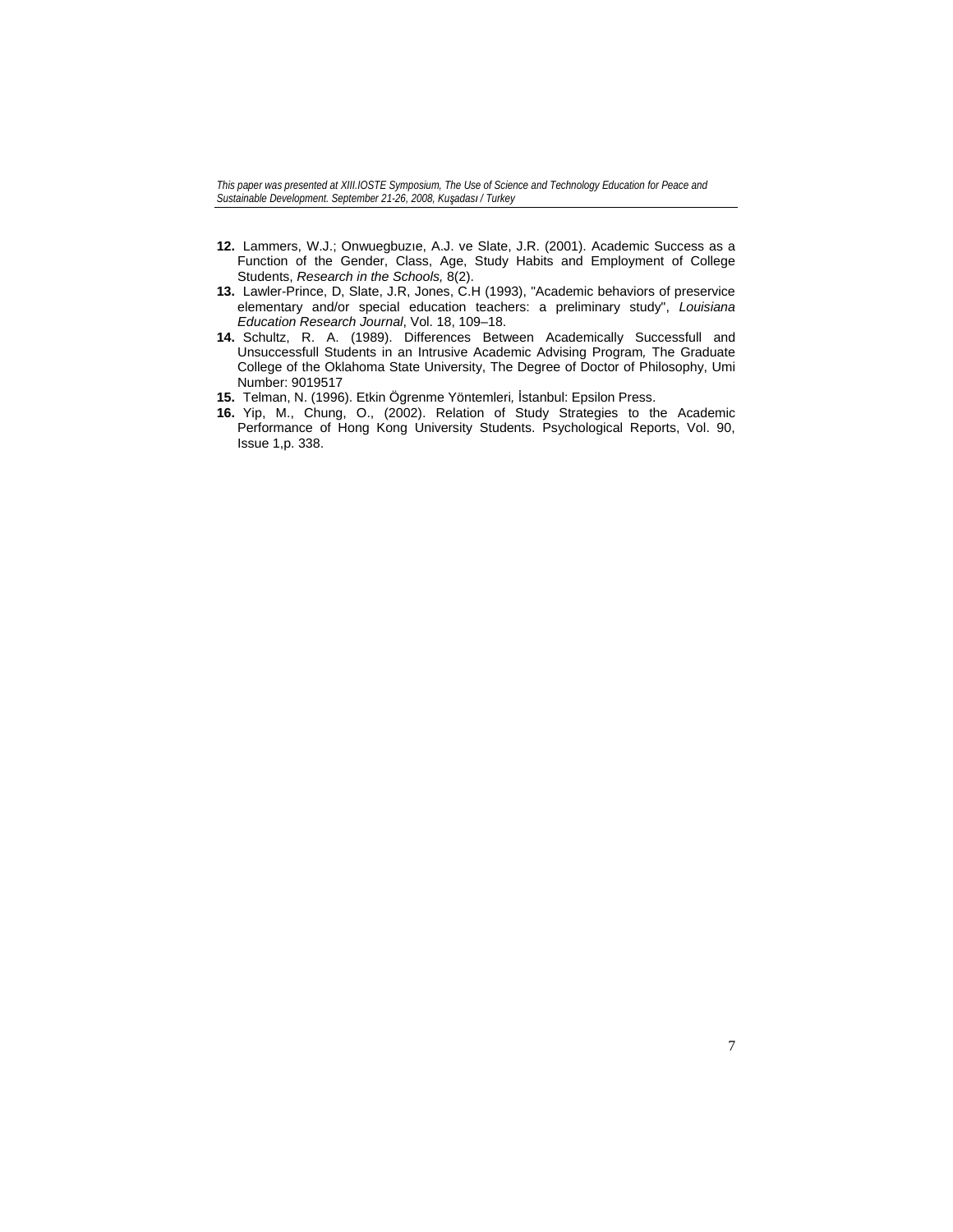12. Lammers, W.J.; Onwuegbuzıe, A.J. ve Slate, J.R. (2001). Academic Success as a Function of the Gender, Class, Age, Study Habits and Employment of College Students, *Research in the Schools,* 8(2).
13. Lawler-Prince, D, Slate, J.R, Jones, C.H (1993), "Academic behaviors of preservice elementary and/or special education teachers: a preliminary study", *Louisiana Education Research Journal*, Vol. 18, 109–18.
14. Schultz, R. A. (1989). Differences Between Academically Successfull and Unsuccessfull Students in an Intrusive Academic Advising Program*,* The Graduate College of the Oklahoma State University, The Degree of Doctor of Philosophy, Umi Number: 9019517
15. Telman, N. (1996). Etkin Ögrenme Yöntemleri*,* İstanbul: Epsilon Press.
16. Yip, M., Chung, O., (2002). Relation of Study Strategies to the Academic Performance of Hong Kong University Students. Psychological Reports, Vol. 90, Issue 1,p. 338.